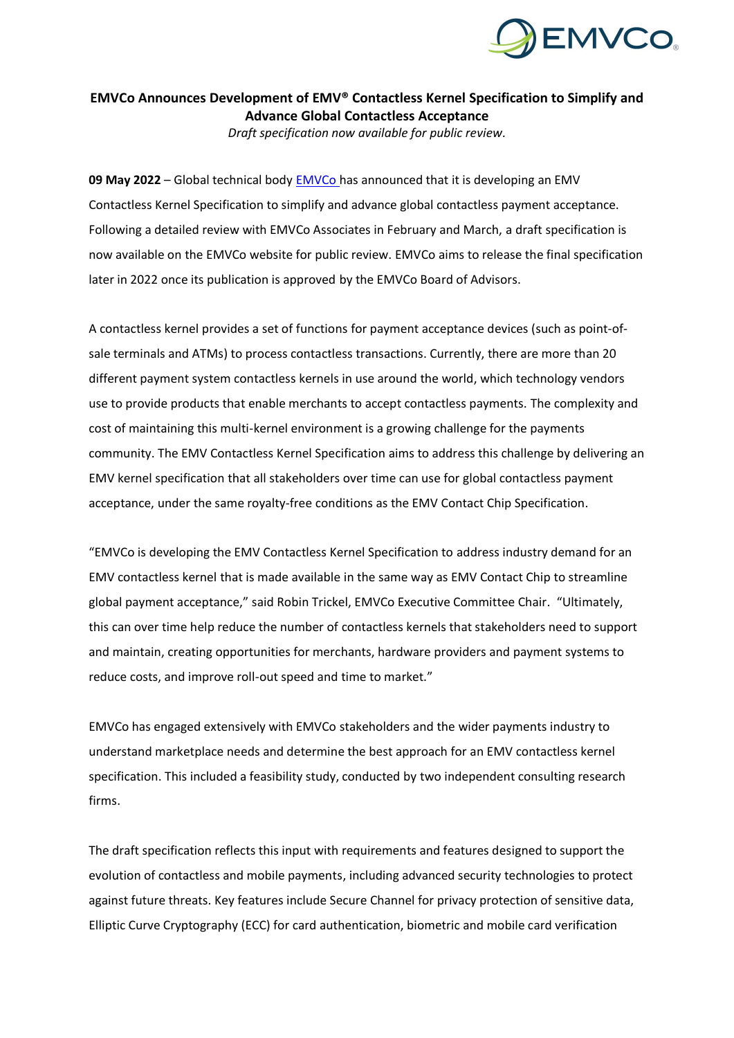# EMVCo Announces Development of EMV® Contactless Kernel Specification to Simplify and Advance Global Contactless Acceptance

*Draft specification now available for public review.*

**09 May 2022** – Global technical body EMVCo has announced that it is developing an EMV Contactless Kernel Specification to simplify and advance global contactless payment acceptance. Following a detailed review with EMVCo Associates in February and March, a draft specification is now available on the EMVCo website for public review. EMVCo aims to release the final specification later in 2022 once its publication is approved by the EMVCo Board of Advisors.

A contactless kernel provides a set of functions for payment acceptance devices (such as point-of-sale terminals and ATMs) to process contactless transactions. Currently, there are more than 20 different payment system contactless kernels in use around the world, which technology vendors use to provide products that enable merchants to accept contactless payments. The complexity and cost of maintaining this multi-kernel environment is a growing challenge for the payments community. The EMV Contactless Kernel Specification aims to address this challenge by delivering an EMV kernel specification that all stakeholders over time can use for global contactless payment acceptance, under the same royalty-free conditions as the EMV Contact Chip Specification.

"EMVCo is developing the EMV Contactless Kernel Specification to address industry demand for an EMV contactless kernel that is made available in the same way as EMV Contact Chip to streamline global payment acceptance," said Robin Trickel, EMVCo Executive Committee Chair. "Ultimately, this can over time help reduce the number of contactless kernels that stakeholders need to support and maintain, creating opportunities for merchants, hardware providers and payment systems to reduce costs, and improve roll-out speed and time to market."

EMVCo has engaged extensively with EMVCo stakeholders and the wider payments industry to understand marketplace needs and determine the best approach for an EMV contactless kernel specification. This included a feasibility study, conducted by two independent consulting research firms.

The draft specification reflects this input with requirements and features designed to support the evolution of contactless and mobile payments, including advanced security technologies to protect against future threats. Key features include Secure Channel for privacy protection of sensitive data, Elliptic Curve Cryptography (ECC) for card authentication, biometric and mobile card verification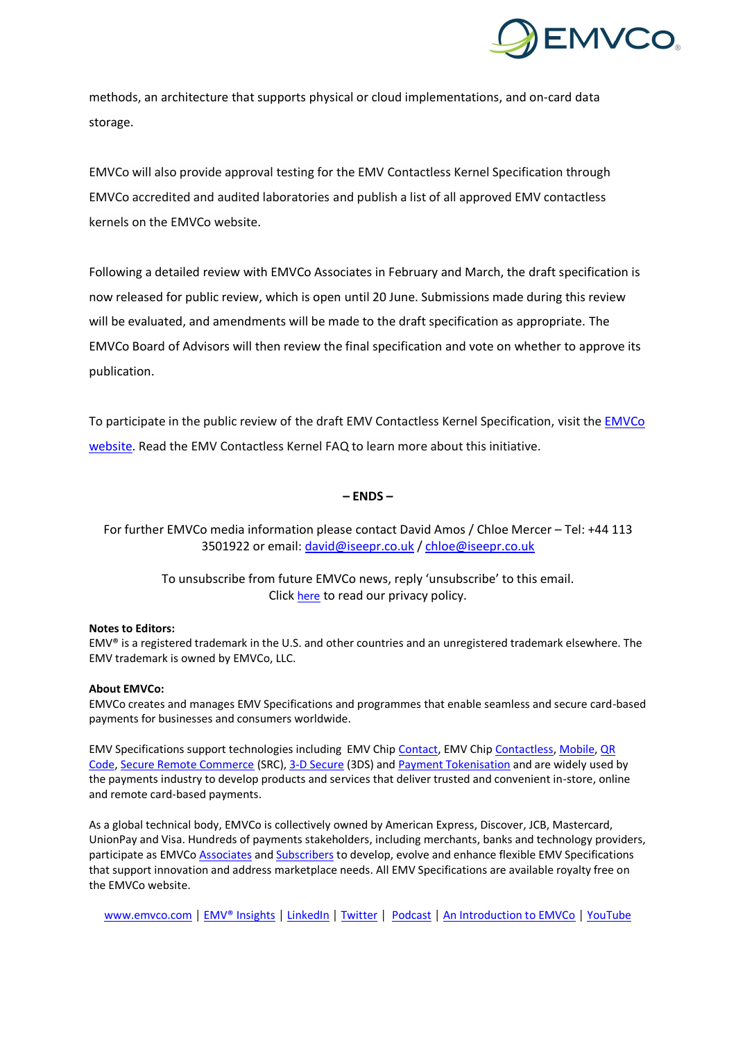methods, an architecture that supports physical or cloud implementations, and on-card data storage.

EMVCo will also provide approval testing for the EMV Contactless Kernel Specification through EMVCo accredited and audited laboratories and publish a list of all approved EMV contactless kernels on the EMVCo website.

Following a detailed review with EMVCo Associates in February and March, the draft specification is now released for public review, which is open until 20 June. Submissions made during this review will be evaluated, and amendments will be made to the draft specification as appropriate. The EMVCo Board of Advisors will then review the final specification and vote on whether to approve its publication.

To participate in the public review of the draft EMV Contactless Kernel Specification, visit the [EMVCo website](). Read the EMV Contactless Kernel FAQ to learn more about this initiative.

**– ENDS –**

For further EMVCo media information please contact David Amos / Chloe Mercer – Tel: +44 113 3501922 or email: david@iseepr.co.uk / chloe@iseepr.co.uk

To unsubscribe from future EMVCo news, reply 'unsubscribe' to this email.
Click here to read our privacy policy.

**Notes to Editors:**
EMV® is a registered trademark in the U.S. and other countries and an unregistered trademark elsewhere. The EMV trademark is owned by EMVCo, LLC.

**About EMVCo:**
EMVCo creates and manages EMV Specifications and programmes that enable seamless and secure card-based payments for businesses and consumers worldwide.

EMV Specifications support technologies including EMV Chip Contact, EMV Chip Contactless, Mobile, QR Code, Secure Remote Commerce (SRC), 3-D Secure (3DS) and Payment Tokenisation and are widely used by the payments industry to develop products and services that deliver trusted and convenient in-store, online and remote card-based payments.

As a global technical body, EMVCo is collectively owned by American Express, Discover, JCB, Mastercard, UnionPay and Visa. Hundreds of payments stakeholders, including merchants, banks and technology providers, participate as EMVCo Associates and Subscribers to develop, evolve and enhance flexible EMV Specifications that support innovation and address marketplace needs. All EMV Specifications are available royalty free on the EMVCo website.

www.emvco.com | EMV® Insights | LinkedIn | Twitter | Podcast | An Introduction to EMVCo | YouTube